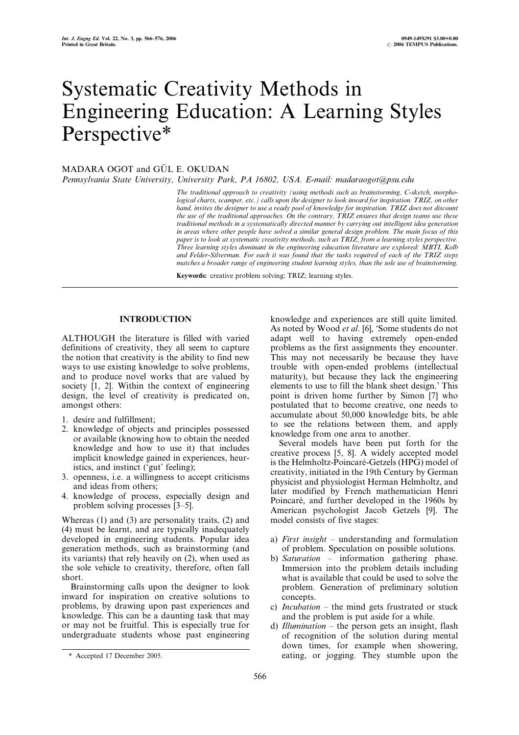# Systematic Creativity Methods in Engineering Education: A Learning Styles Perspective*

MADARA OGOT and GÜL E. OKUDAN

*Pennsylvania State University, University Park, PA 16802, USA. E-mail: madaraogot@psu.edu*

*The traditional approach to creativity (using methods such as brainstorming, C-sketch, morphological charts, scamper, etc.) calls upon the designer to look inward for inspiration. TRIZ, on other hand, invites the designer to use a ready pool of knowledge for inspiration. TRIZ does not discount the use of the traditional approaches. On the contrary, TRIZ ensures that design teams use these traditional methods in a systematically directed manner by carrying out intelligent idea generation in areas where other people have solved a similar general design problem. The main focus of this paper is to look at systematic creativity methods, such as TRIZ, from a learning styles perspective. Three learning styles dominant in the engineering education literature are explored: MBTI, Kolb and Felder-Silverman. For each it was found that the tasks required of each of the TRIZ steps matches a broader range of engineering student learning styles, than the sole use of brainstorming.*

**Keywords:** creative problem solving; TRIZ; learning styles.

## INTRODUCTION

ALTHOUGH the literature is filled with varied definitions of creativity, they all seem to capture the notion that creativity is the ability to find new ways to use existing knowledge to solve problems, and to produce novel works that are valued by society [1, 2]. Within the context of engineering design, the level of creativity is predicated on, amongst others:

1. desire and fulfillment;
2. knowledge of objects and principles possessed or available (knowing how to obtain the needed knowledge and how to use it) that includes implicit knowledge gained in experiences, heuristics, and instinct ('gut' feeling);
3. openness, i.e. a willingness to accept criticisms and ideas from others;
4. knowledge of process, especially design and problem solving processes [3–5].

Whereas (1) and (3) are personality traits, (2) and (4) must be learnt, and are typically inadequately developed in engineering students. Popular idea generation methods, such as brainstorming (and its variants) that rely heavily on (2), when used as the sole vehicle to creativity, therefore, often fall short.

Brainstorming calls upon the designer to look inward for inspiration on creative solutions to problems, by drawing upon past experiences and knowledge. This can be a daunting task that may or may not be fruitful. This is especially true for undergraduate students whose past engineering knowledge and experiences are still quite limited. As noted by Wood *et al*. [6], 'Some students do not adapt well to having extremely open-ended problems as the first assignments they encounter. This may not necessarily be because they have trouble with open-ended problems (intellectual maturity), but because they lack the engineering elements to use to fill the blank sheet design.' This point is driven home further by Simon [7] who postulated that to become creative, one needs to accumulate about 50,000 knowledge bits, be able to see the relations between them, and apply knowledge from one area to another.

Several models have been put forth for the creative process [5, 8]. A widely accepted model is the Helmholtz-Poincaré-Getzels (HPG) model of creativity, initiated in the 19th Century by German physicist and physiologist Herman Helmholtz, and later modified by French mathematician Henri Poincaré, and further developed in the 1960s by American psychologist Jacob Getzels [9]. The model consists of five stages:

a) *First insight* – understanding and formulation of problem. Speculation on possible solutions.
b) *Saturation* – information gathering phase. Immersion into the problem details including what is available that could be used to solve the problem. Generation of preliminary solution concepts.
c) *Incubation* – the mind gets frustrated or stuck and the problem is put aside for a while.
d) *Illumination* – the person gets an insight, flash of recognition of the solution during mental down times, for example when showering, eating, or jogging. They stumble upon the

\* Accepted 17 December 2005.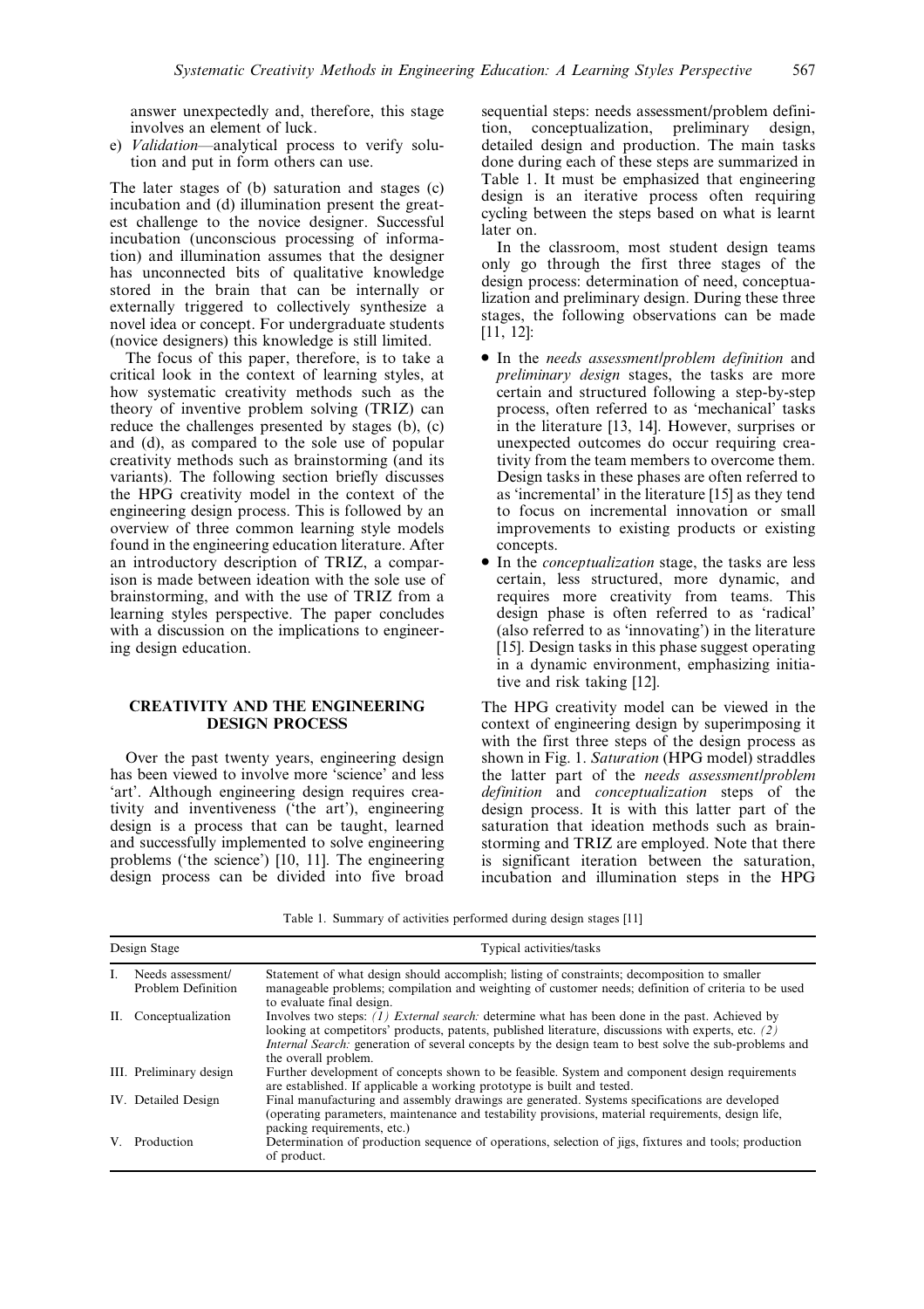answer unexpectedly and, therefore, this stage involves an element of luck.

e) *Validation*—analytical process to verify solution and put in form others can use.

The later stages of (b) saturation and stages (c) incubation and (d) illumination present the greatest challenge to the novice designer. Successful incubation (unconscious processing of information) and illumination assumes that the designer has unconnected bits of qualitative knowledge stored in the brain that can be internally or externally triggered to collectively synthesize a novel idea or concept. For undergraduate students (novice designers) this knowledge is still limited.

The focus of this paper, therefore, is to take a critical look in the context of learning styles, at how systematic creativity methods such as the theory of inventive problem solving (TRIZ) can reduce the challenges presented by stages (b), (c) and (d), as compared to the sole use of popular creativity methods such as brainstorming (and its variants). The following section briefly discusses the HPG creativity model in the context of the engineering design process. This is followed by an overview of three common learning style models found in the engineering education literature. After an introductory description of TRIZ, a comparison is made between ideation with the sole use of brainstorming, and with the use of TRIZ from a learning styles perspective. The paper concludes with a discussion on the implications to engineering design education.

## CREATIVITY AND THE ENGINEERING DESIGN PROCESS

Over the past twenty years, engineering design has been viewed to involve more 'science' and less 'art'. Although engineering design requires creativity and inventiveness ('the art'), engineering design is a process that can be taught, learned and successfully implemented to solve engineering problems ('the science') [10, 11]. The engineering design process can be divided into five broad sequential steps: needs assessment/problem definition, conceptualization, preliminary design, detailed design and production. The main tasks done during each of these steps are summarized in Table 1. It must be emphasized that engineering design is an iterative process often requiring cycling between the steps based on what is learnt later on.

In the classroom, most student design teams only go through the first three stages of the design process: determination of need, conceptualization and preliminary design. During these three stages, the following observations can be made [11, 12]:

- In the *needs assessment/problem definition* and *preliminary design* stages, the tasks are more certain and structured following a step-by-step process, often referred to as 'mechanical' tasks in the literature [13, 14]. However, surprises or unexpected outcomes do occur requiring creativity from the team members to overcome them. Design tasks in these phases are often referred to as 'incremental' in the literature [15] as they tend to focus on incremental innovation or small improvements to existing products or existing concepts.
- In the *conceptualization* stage, the tasks are less certain, less structured, more dynamic, and requires more creativity from teams. This design phase is often referred to as 'radical' (also referred to as 'innovating') in the literature [15]. Design tasks in this phase suggest operating in a dynamic environment, emphasizing initiative and risk taking [12].

The HPG creativity model can be viewed in the context of engineering design by superimposing it with the first three steps of the design process as shown in Fig. 1. *Saturation* (HPG model) straddles the latter part of the *needs assessment/problem definition* and *conceptualization* steps of the design process. It is with this latter part of the saturation that ideation methods such as brainstorming and TRIZ are employed. Note that there is significant iteration between the saturation, incubation and illumination steps in the HPG

Table 1. Summary of activities performed during design stages [11]

| Design Stage | Typical activities/tasks |
|---|---|
| I. Needs assessment/ Problem Definition | Statement of what design should accomplish; listing of constraints; decomposition to smaller manageable problems; compilation and weighting of customer needs; definition of criteria to be used to evaluate final design. |
| II. Conceptualization | Involves two steps: *(1) External search:* determine what has been done in the past. Achieved by looking at competitors' products, patents, published literature, discussions with experts, etc. *(2) Internal Search:* generation of several concepts by the design team to best solve the sub-problems and the overall problem. |
| III. Preliminary design | Further development of concepts shown to be feasible. System and component design requirements are established. If applicable a working prototype is built and tested. |
| IV. Detailed Design | Final manufacturing and assembly drawings are generated. Systems specifications are developed (operating parameters, maintenance and testability provisions, material requirements, design life, packing requirements, etc.) |
| V. Production | Determination of production sequence of operations, selection of jigs, fixtures and tools; production of product. |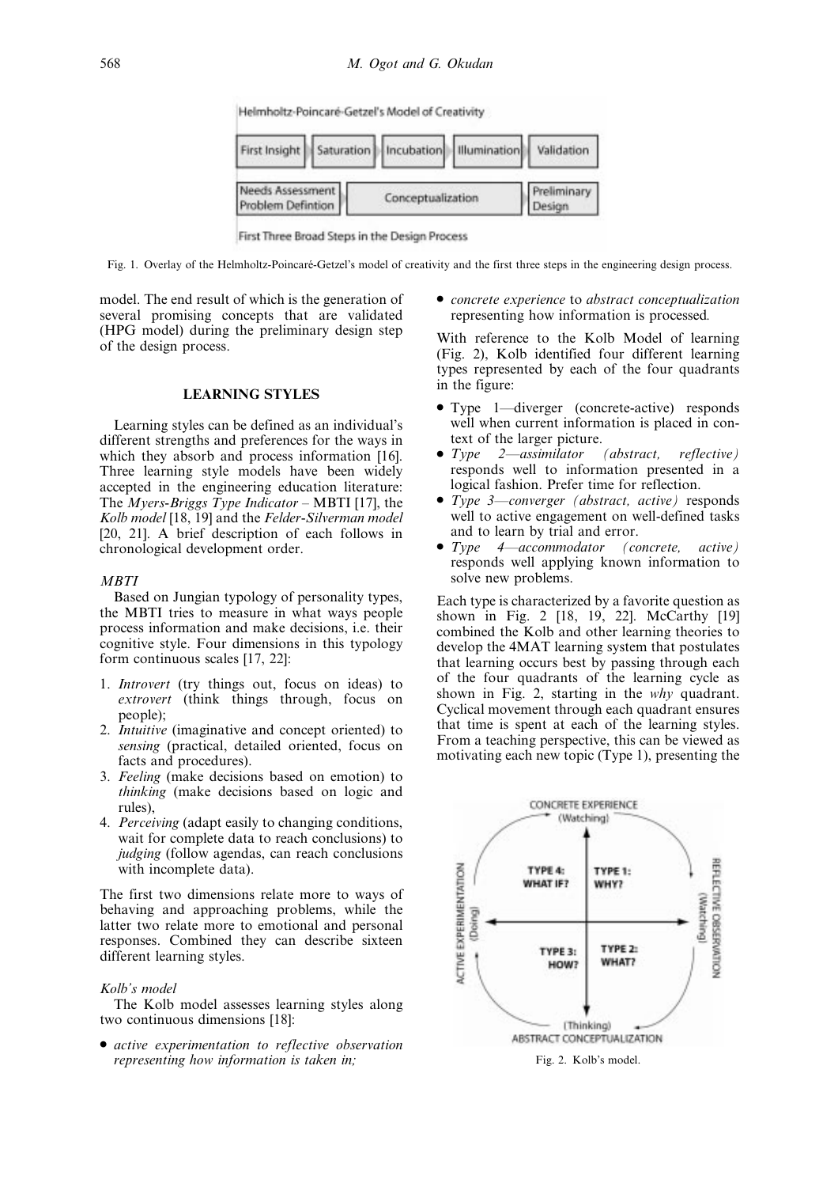Helmholtz-Poincaré-Getzel's Model of Creativity

| First Insight | Saturation | Incubation | Illumination | Validation |
| --- | --- | --- | --- | --- |
| Needs Assessment Problem Defintion | Conceptualization | | | Preliminary Design |

First Three Broad Steps in the Design Process

Fig. 1. Overlay of the Helmholtz-Poincaré-Getzel's model of creativity and the first three steps in the engineering design process.

model. The end result of which is the generation of several promising concepts that are validated (HPG model) during the preliminary design step of the design process.

## LEARNING STYLES

Learning styles can be defined as an individual's different strengths and preferences for the ways in which they absorb and process information [16]. Three learning style models have been widely accepted in the engineering education literature: The *Myers-Briggs Type Indicator* – MBTI [17], the *Kolb model* [18, 19] and the *Felder-Silverman model* [20, 21]. A brief description of each follows in chronological development order.

### *MBTI*

Based on Jungian typology of personality types, the MBTI tries to measure in what ways people process information and make decisions, i.e. their cognitive style. Four dimensions in this typology form continuous scales [17, 22]:

1. *Introvert* (try things out, focus on ideas) to *extrovert* (think things through, focus on people);
2. *Intuitive* (imaginative and concept oriented) to *sensing* (practical, detailed oriented, focus on facts and procedures).
3. *Feeling* (make decisions based on emotion) to *thinking* (make decisions based on logic and rules),
4. *Perceiving* (adapt easily to changing conditions, wait for complete data to reach conclusions) to *judging* (follow agendas, can reach conclusions with incomplete data).

The first two dimensions relate more to ways of behaving and approaching problems, while the latter two relate more to emotional and personal responses. Combined they can describe sixteen different learning styles.

### *Kolb's model*

The Kolb model assesses learning styles along two continuous dimensions [18]:

- *active experimentation to reflective observation representing how information is taken in;*
- *concrete experience* to *abstract conceptualization* representing how information is processed.

With reference to the Kolb Model of learning (Fig. 2), Kolb identified four different learning types represented by each of the four quadrants in the figure:

- Type 1—diverger (concrete-active) responds well when current information is placed in context of the larger picture.
- *Type 2—assimilator (abstract, reflective)* responds well to information presented in a logical fashion. Prefer time for reflection.
- *Type 3—converger (abstract, active)* responds well to active engagement on well-defined tasks and to learn by trial and error.
- *Type 4—accommodator (concrete, active)* responds well applying known information to solve new problems.

Each type is characterized by a favorite question as shown in Fig. 2 [18, 19, 22]. McCarthy [19] combined the Kolb and other learning theories to develop the 4MAT learning system that postulates that learning occurs best by passing through each of the four quadrants of the learning cycle as shown in Fig. 2, starting in the *why* quadrant. Cyclical movement through each quadrant ensures that time is spent at each of the learning styles. From a teaching perspective, this can be viewed as motivating each new topic (Type 1), presenting the

CONCRETE EXPERIENCE (Watching)

| | |
| --- | --- |
| TYPE 4: WHAT IF? | TYPE 1: WHY? |
| TYPE 3: HOW? | TYPE 2: WHAT? |

ACTIVE EXPERIMENTATION (Doing) — REFLECTIVE OBSERVATION (Watching)

(Thinking) ABSTRACT CONCEPTUALIZATION

Fig. 2. Kolb's model.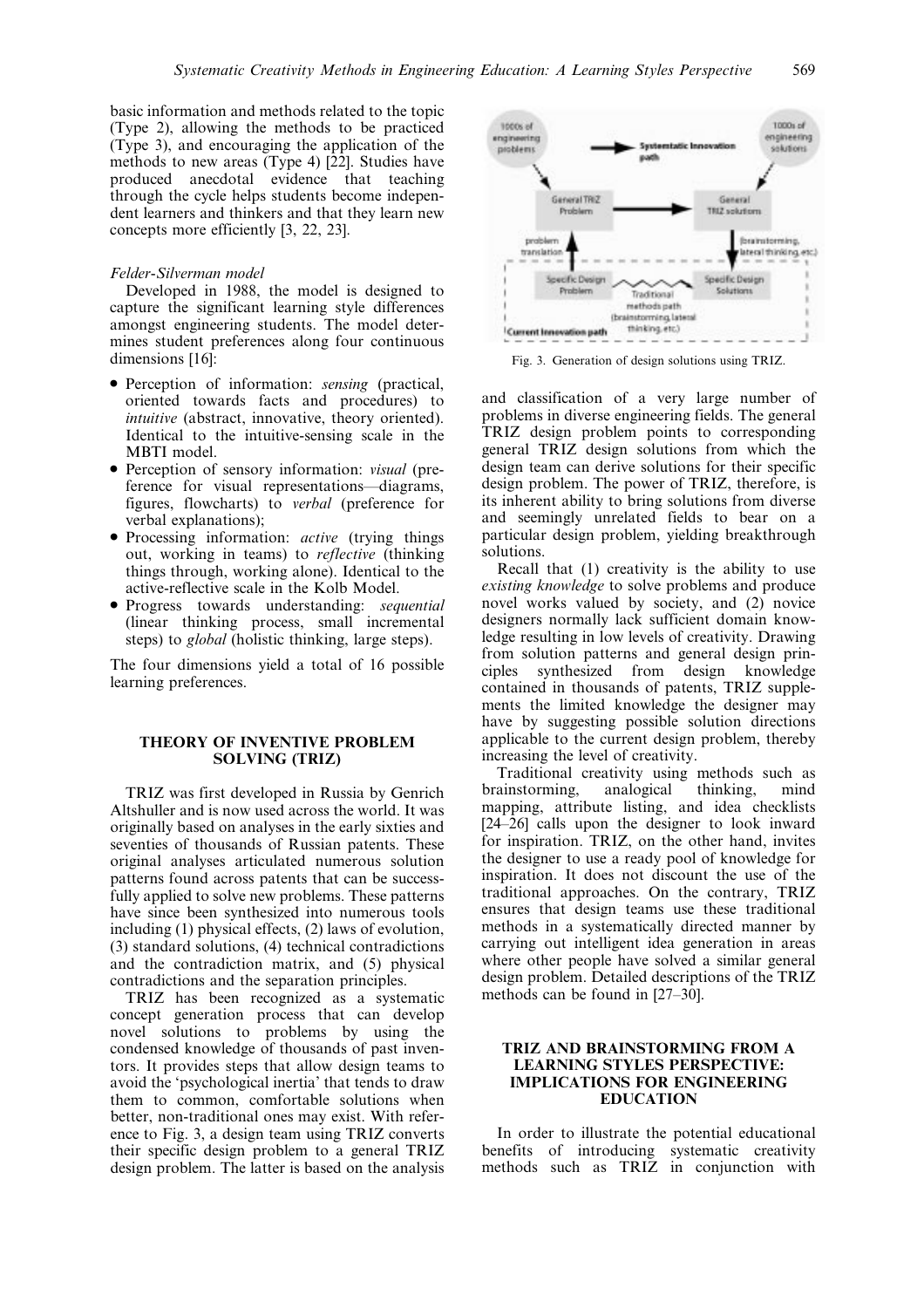basic information and methods related to the topic (Type 2), allowing the methods to be practiced (Type 3), and encouraging the application of the methods to new areas (Type 4) [22]. Studies have produced anecdotal evidence that teaching through the cycle helps students become independent learners and thinkers and that they learn new concepts more efficiently [3, 22, 23].

*Felder-Silverman model*

Developed in 1988, the model is designed to capture the significant learning style differences amongst engineering students. The model determines student preferences along four continuous dimensions [16]:

- Perception of information: *sensing* (practical, oriented towards facts and procedures) to *intuitive* (abstract, innovative, theory oriented). Identical to the intuitive-sensing scale in the MBTI model.
- Perception of sensory information: *visual* (preference for visual representations—diagrams, figures, flowcharts) to *verbal* (preference for verbal explanations);
- Processing information: *active* (trying things out, working in teams) to *reflective* (thinking things through, working alone). Identical to the active-reflective scale in the Kolb Model.
- Progress towards understanding: *sequential* (linear thinking process, small incremental steps) to *global* (holistic thinking, large steps).

The four dimensions yield a total of 16 possible learning preferences.

## THEORY OF INVENTIVE PROBLEM SOLVING (TRIZ)

TRIZ was first developed in Russia by Genrich Altshuller and is now used across the world. It was originally based on analyses in the early sixties and seventies of thousands of Russian patents. These original analyses articulated numerous solution patterns found across patents that can be successfully applied to solve new problems. These patterns have since been synthesized into numerous tools including (1) physical effects, (2) laws of evolution, (3) standard solutions, (4) technical contradictions and the contradiction matrix, and (5) physical contradictions and the separation principles.

TRIZ has been recognized as a systematic concept generation process that can develop novel solutions to problems by using the condensed knowledge of thousands of past inventors. It provides steps that allow design teams to avoid the 'psychological inertia' that tends to draw them to common, comfortable solutions when better, non-traditional ones may exist. With reference to Fig. 3, a design team using TRIZ converts their specific design problem to a general TRIZ design problem. The latter is based on the analysis and classification of a very large number of problems in diverse engineering fields. The general TRIZ design problem points to corresponding general TRIZ design solutions from which the design team can derive solutions for their specific design problem. The power of TRIZ, therefore, is its inherent ability to bring solutions from diverse and seemingly unrelated fields to bear on a particular design problem, yielding breakthrough solutions.

Fig. 3. Generation of design solutions using TRIZ.

Recall that (1) creativity is the ability to use *existing knowledge* to solve problems and produce novel works valued by society, and (2) novice designers normally lack sufficient domain knowledge resulting in low levels of creativity. Drawing from solution patterns and general design principles synthesized from design knowledge contained in thousands of patents, TRIZ supplements the limited knowledge the designer may have by suggesting possible solution directions applicable to the current design problem, thereby increasing the level of creativity.

Traditional creativity using methods such as brainstorming, analogical thinking, mind mapping, attribute listing, and idea checklists [24–26] calls upon the designer to look inward for inspiration. TRIZ, on the other hand, invites the designer to use a ready pool of knowledge for inspiration. It does not discount the use of the traditional approaches. On the contrary, TRIZ ensures that design teams use these traditional methods in a systematically directed manner by carrying out intelligent idea generation in areas where other people have solved a similar general design problem. Detailed descriptions of the TRIZ methods can be found in [27–30].

## TRIZ AND BRAINSTORMING FROM A LEARNING STYLES PERSPECTIVE: IMPLICATIONS FOR ENGINEERING EDUCATION

In order to illustrate the potential educational benefits of introducing systematic creativity methods such as TRIZ in conjunction with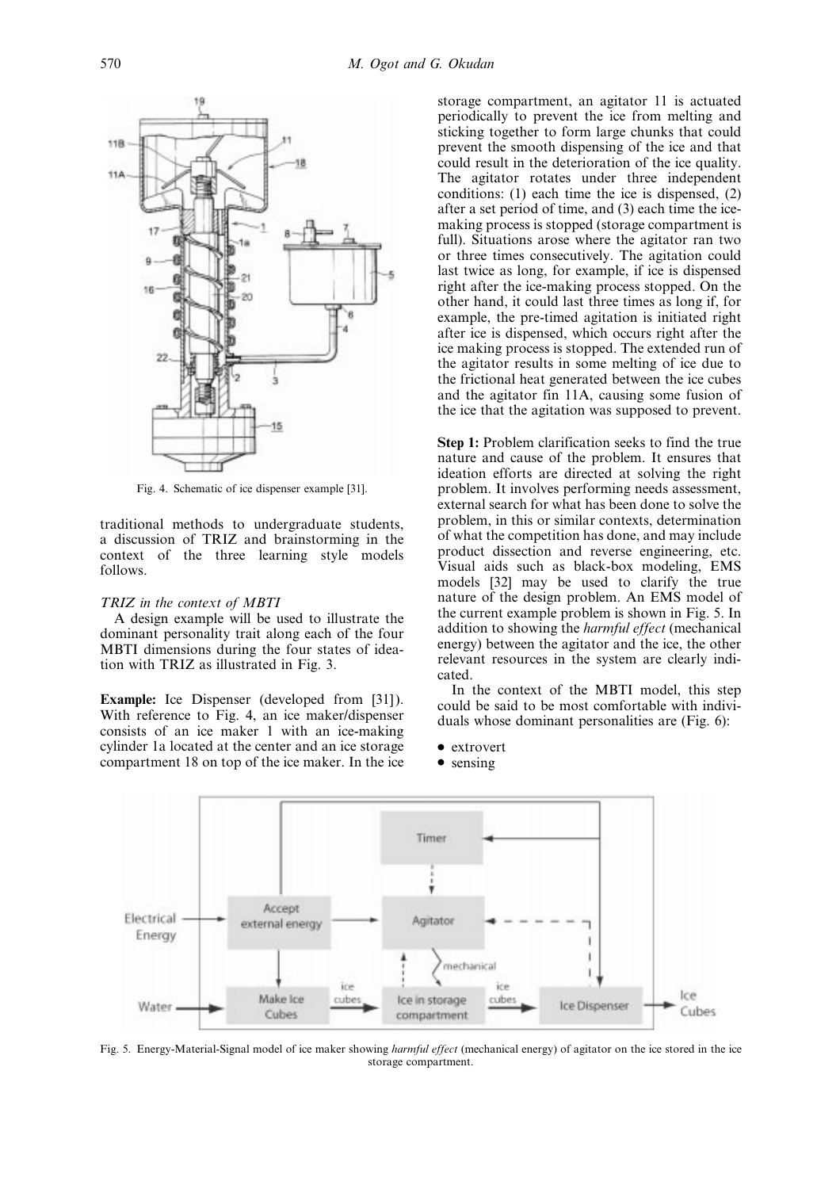Fig. 4. Schematic of ice dispenser example [31].

traditional methods to undergraduate students, a discussion of TRIZ and brainstorming in the context of the three learning style models follows.

### *TRIZ in the context of MBTI*

A design example will be used to illustrate the dominant personality trait along each of the four MBTI dimensions during the four states of ideation with TRIZ as illustrated in Fig. 3.

**Example:** Ice Dispenser (developed from [31]). With reference to Fig. 4, an ice maker/dispenser consists of an ice maker 1 with an ice-making cylinder 1a located at the center and an ice storage compartment 18 on top of the ice maker. In the ice storage compartment, an agitator 11 is actuated periodically to prevent the ice from melting and sticking together to form large chunks that could prevent the smooth dispensing of the ice and that could result in the deterioration of the ice quality. The agitator rotates under three independent conditions: (1) each time the ice is dispensed, (2) after a set period of time, and (3) each time the ice-making process is stopped (storage compartment is full). Situations arose where the agitator ran two or three times consecutively. The agitation could last twice as long, for example, if ice is dispensed right after the ice-making process stopped. On the other hand, it could last three times as long if, for example, the pre-timed agitation is initiated right after ice is dispensed, which occurs right after the ice making process is stopped. The extended run of the agitator results in some melting of ice due to the frictional heat generated between the ice cubes and the agitator fin 11A, causing some fusion of the ice that the agitation was supposed to prevent.

**Step 1:** Problem clarification seeks to find the true nature and cause of the problem. It ensures that ideation efforts are directed at solving the right problem. It involves performing needs assessment, external search for what has been done to solve the problem, in this or similar contexts, determination of what the competition has done, and may include product dissection and reverse engineering, etc. Visual aids such as black-box modeling, EMS models [32] may be used to clarify the true nature of the design problem. An EMS model of the current example problem is shown in Fig. 5. In addition to showing the *harmful effect* (mechanical energy) between the agitator and the ice, the other relevant resources in the system are clearly indicated.

In the context of the MBTI model, this step could be said to be most comfortable with individuals whose dominant personalities are (Fig. 6):

- extrovert
- sensing

Fig. 5. Energy-Material-Signal model of ice maker showing *harmful effect* (mechanical energy) of agitator on the ice stored in the ice storage compartment.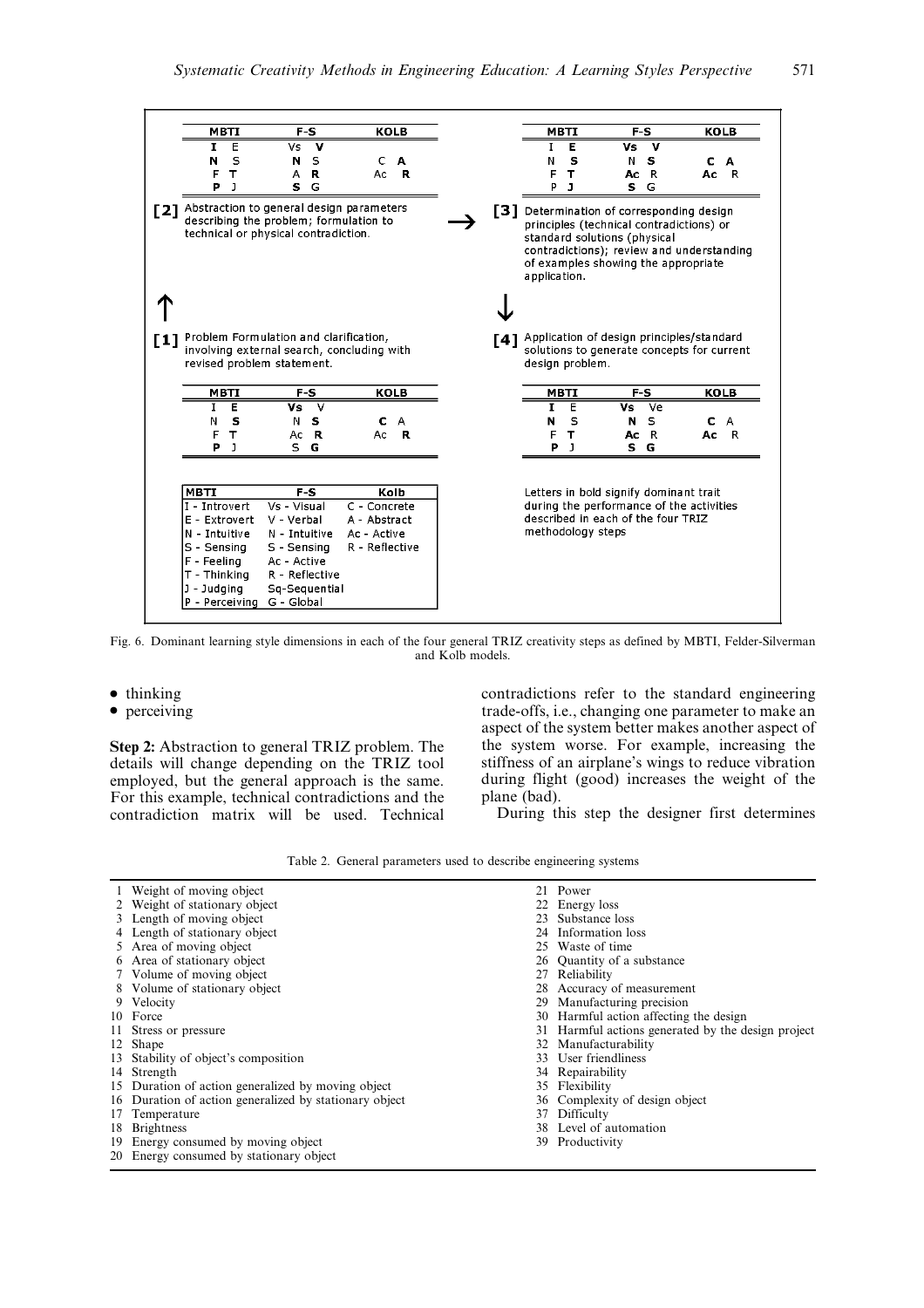**[2]** Abstraction to general design parameters describing the problem; formulation to technical or physical contradiction.

| MBTI | | F-S | | KOLB | |
|---|---|---|---|---|---|
| **I** | E | Vs | **V** | | |
| **N** | S | **N** | S | C | **A** |
| F | **T** | A | **R** | Ac | **R** |
| **P** | J | **S** | G | | |

**[3]** Determination of corresponding design principles (technical contradictions) or standard solutions (physical contradictions); review and understanding of examples showing the appropriate application.

| MBTI | | F-S | | KOLB | |
|---|---|---|---|---|---|
| I | **E** | **Vs** | **V** | | |
| N | **S** | N | **S** | **C** | **A** |
| F | **T** | **Ac** | R | **Ac** | R |
| P | **J** | **S** | G | | |

**[1]** Problem Formulation and clarification, involving external search, concluding with revised problem statement.

| MBTI | | F-S | | KOLB | |
|---|---|---|---|---|---|
| I | E | **Vs** | V | | |
| N | **S** | N | **S** | **C** | A |
| F | **T** | Ac | **R** | Ac | **R** |
| **P** | J | S | **G** | | |

**[4]** Application of design principles/standard solutions to generate concepts for current design problem.

| MBTI | | F-S | | KOLB | |
|---|---|---|---|---|---|
| **I** | E | **Vs** | Ve | | |
| **N** | S | **N** | S | **C** | A |
| F | **T** | **Ac** | R | **Ac** | R |
| **P** | J | **S** | **G** | | |

| MBTI | F-S | Kolb |
|---|---|---|
| I - Introvert | Vs - Visual | C - Concrete |
| E - Extrovert | V - Verbal | A - Abstract |
| N - Intuitive | N - Intuitive | Ac - Active |
| S - Sensing | S - Sensing | R - Reflective |
| F - Feeling | Ac - Active | |
| T - Thinking | R - Reflective | |
| J - Judging | Sq-Sequential | |
| P - Perceiving | G - Global | |

Letters in bold signify dominant trait during the performance of the activities described in each of the four TRIZ methodology steps

Fig. 6. Dominant learning style dimensions in each of the four general TRIZ creativity steps as defined by MBTI, Felder-Silverman and Kolb models.

- thinking
- perceiving

**Step 2:** Abstraction to general TRIZ problem. The details will change depending on the TRIZ tool employed, but the general approach is the same. For this example, technical contradictions and the contradiction matrix will be used. Technical contradictions refer to the standard engineering trade-offs, i.e., changing one parameter to make an aspect of the system better makes another aspect of the system worse. For example, increasing the stiffness of an airplane's wings to reduce vibration during flight (good) increases the weight of the plane (bad).

During this step the designer first determines

Table 2. General parameters used to describe engineering systems

| | | | |
|---|---|---|---|
| 1 | Weight of moving object | 21 | Power |
| 2 | Weight of stationary object | 22 | Energy loss |
| 3 | Length of moving object | 23 | Substance loss |
| 4 | Length of stationary object | 24 | Information loss |
| 5 | Area of moving object | 25 | Waste of time |
| 6 | Area of stationary object | 26 | Quantity of a substance |
| 7 | Volume of moving object | 27 | Reliability |
| 8 | Volume of stationary object | 28 | Accuracy of measurement |
| 9 | Velocity | 29 | Manufacturing precision |
| 10 | Force | 30 | Harmful action affecting the design |
| 11 | Stress or pressure | 31 | Harmful actions generated by the design project |
| 12 | Shape | 32 | Manufacturability |
| 13 | Stability of object's composition | 33 | User friendliness |
| 14 | Strength | 34 | Repairability |
| 15 | Duration of action generalized by moving object | 35 | Flexibility |
| 16 | Duration of action generalized by stationary object | 36 | Complexity of design object |
| 17 | Temperature | 37 | Difficulty |
| 18 | Brightness | 38 | Level of automation |
| 19 | Energy consumed by moving object | 39 | Productivity |
| 20 | Energy consumed by stationary object | | |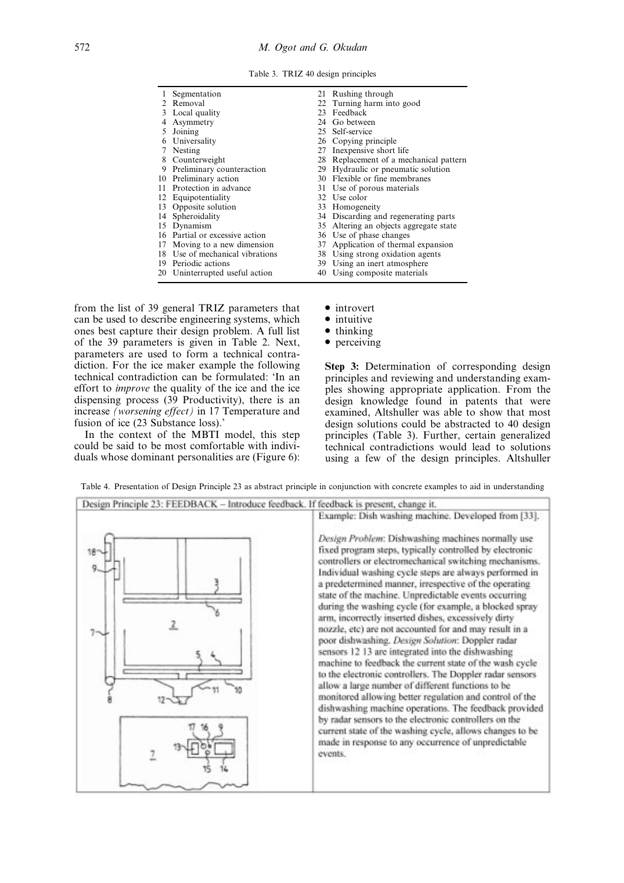Table 3. TRIZ 40 design principles

| | | | |
|---|---|---|---|
| 1 | Segmentation | 21 | Rushing through |
| 2 | Removal | 22 | Turning harm into good |
| 3 | Local quality | 23 | Feedback |
| 4 | Asymmetry | 24 | Go between |
| 5 | Joining | 25 | Self-service |
| 6 | Universality | 26 | Copying principle |
| 7 | Nesting | 27 | Inexpensive short life |
| 8 | Counterweight | 28 | Replacement of a mechanical pattern |
| 9 | Preliminary counteraction | 29 | Hydraulic or pneumatic solution |
| 10 | Preliminary action | 30 | Flexible or fine membranes |
| 11 | Protection in advance | 31 | Use of porous materials |
| 12 | Equipotentiality | 32 | Use color |
| 13 | Opposite solution | 33 | Homogeneity |
| 14 | Spheroidality | 34 | Discarding and regenerating parts |
| 15 | Dynamism | 35 | Altering an objects aggregate state |
| 16 | Partial or excessive action | 36 | Use of phase changes |
| 17 | Moving to a new dimension | 37 | Application of thermal expansion |
| 18 | Use of mechanical vibrations | 38 | Using strong oxidation agents |
| 19 | Periodic actions | 39 | Using an inert atmosphere |
| 20 | Uninterrupted useful action | 40 | Using composite materials |

from the list of 39 general TRIZ parameters that can be used to describe engineering systems, which ones best capture their design problem. A full list of the 39 parameters is given in Table 2. Next, parameters are used to form a technical contradiction. For the ice maker example the following technical contradiction can be formulated: 'In an effort to *improve* the quality of the ice and the ice dispensing process (39 Productivity), there is an increase *(worsening effect)* in 17 Temperature and fusion of ice (23 Substance loss).'

In the context of the MBTI model, this step could be said to be most comfortable with individuals whose dominant personalities are (Figure 6):

- introvert
- intuitive
- thinking
- perceiving

**Step 3:** Determination of corresponding design principles and reviewing and understanding examples showing appropriate application. From the design knowledge found in patents that were examined, Altshuller was able to show that most design solutions could be abstracted to 40 design principles (Table 3). Further, certain generalized technical contradictions would lead to solutions using a few of the design principles. Altshuller

Table 4. Presentation of Design Principle 23 as abstract principle in conjunction with concrete examples to aid in understanding

| Design Principle 23: FEEDBACK – Introduce feedback. If feedback is present, change it. | |
|---|---|
| | Example: Dish washing machine. Developed from [33].<br><br>*Design Problem*: Dishwashing machines normally use fixed program steps, typically controlled by electronic controllers or electromechanical switching mechanisms. Individual washing cycle steps are always performed in a predetermined manner, irrespective of the operating state of the machine. Unpredictable events occurring during the washing cycle (for example, a blocked spray arm, incorrectly inserted dishes, excessively dirty nozzle, etc) are not accounted for and may result in a poor dishwashing. *Design Solution*: Doppler radar sensors 12 13 are integrated into the dishwashing machine to feedback the current state of the wash cycle to the electronic controllers. The Doppler radar sensors allow a large number of different functions to be monitored allowing better regulation and control of the dishwashing machine operations. The feedback provided by radar sensors to the electronic controllers on the current state of the washing cycle, allows changes to be made in response to any occurrence of unpredictable events. |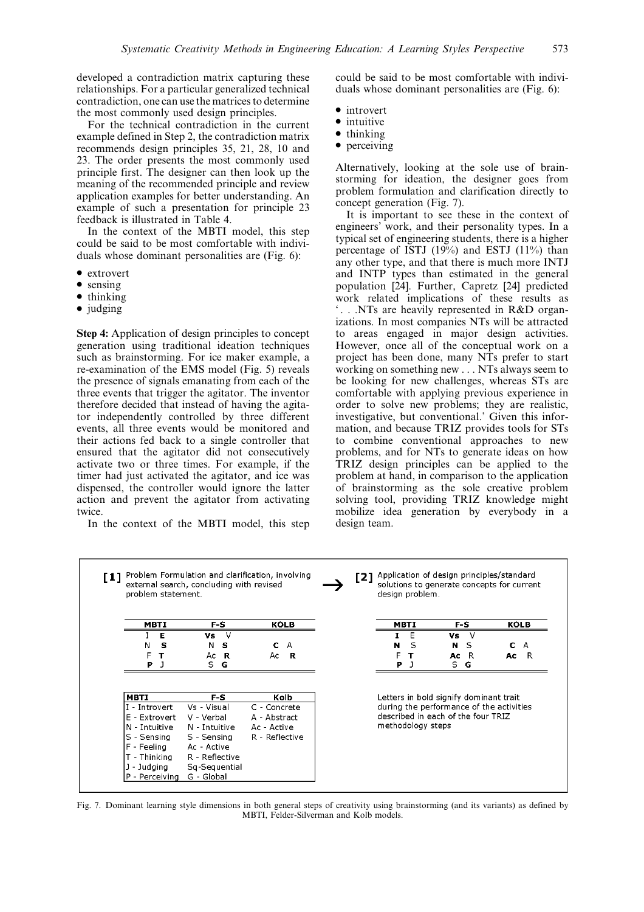developed a contradiction matrix capturing these relationships. For a particular generalized technical contradiction, one can use the matrices to determine the most commonly used design principles.

For the technical contradiction in the current example defined in Step 2, the contradiction matrix recommends design principles 35, 21, 28, 10 and 23. The order presents the most commonly used principle first. The designer can then look up the meaning of the recommended principle and review application examples for better understanding. An example of such a presentation for principle 23 feedback is illustrated in Table 4.

In the context of the MBTI model, this step could be said to be most comfortable with individuals whose dominant personalities are (Fig. 6):

- extrovert
- sensing
- thinking
- judging

**Step 4:** Application of design principles to concept generation using traditional ideation techniques such as brainstorming. For ice maker example, a re-examination of the EMS model (Fig. 5) reveals the presence of signals emanating from each of the three events that trigger the agitator. The inventor therefore decided that instead of having the agitator independently controlled by three different events, all three events would be monitored and their actions fed back to a single controller that ensured that the agitator did not consecutively activate two or three times. For example, if the timer had just activated the agitator, and ice was dispensed, the controller would ignore the latter action and prevent the agitator from activating twice.

In the context of the MBTI model, this step could be said to be most comfortable with individuals whose dominant personalities are (Fig. 6):

- introvert
- intuitive
- thinking
- perceiving

Alternatively, looking at the sole use of brainstorming for ideation, the designer goes from problem formulation and clarification directly to concept generation (Fig. 7).

It is important to see these in the context of engineers' work, and their personality types. In a typical set of engineering students, there is a higher percentage of ISTJ (19%) and ESTJ (11%) than any other type, and that there is much more INTJ and INTP types than estimated in the general population [24]. Further, Capretz [24] predicted work related implications of these results as '. . .NTs are heavily represented in R&D organizations. In most companies NTs will be attracted to areas engaged in major design activities. However, once all of the conceptual work on a project has been done, many NTs prefer to start working on something new . . . NTs always seem to be looking for new challenges, whereas STs are comfortable with applying previous experience in order to solve new problems; they are realistic, investigative, but conventional.' Given this information, and because TRIZ provides tools for STs to combine conventional approaches to new problems, and for NTs to generate ideas on how TRIZ design principles can be applied to the problem at hand, in comparison to the application of brainstorming as the sole creative problem solving tool, providing TRIZ knowledge might mobilize idea generation by everybody in a design team.

**[1]** Problem Formulation and clarification, involving external search, concluding with revised problem statement. →

| MBTI | F-S | KOLB |
|---|---|---|
| I **E** | **Vs** V | |
| N **S** | N **S** | **C** A |
| F **T** | Ac **R** | Ac **R** |
| **P** J | S **G** | |

**[2]** Application of design principles/standard solutions to generate concepts for current design problem.

| MBTI | F-S | KOLB |
|---|---|---|
| **I** E | **Vs** V | |
| **N** S | **N** S | **C** A |
| F **T** | **Ac** R | **Ac** R |
| **P** J | S **G** | |

| MBTI | F-S | Kolb |
|---|---|---|
| I - Introvert | Vs - Visual | C - Concrete |
| E - Extrovert | V - Verbal | A - Abstract |
| N - Intuitive | N - Intuitive | Ac - Active |
| S - Sensing | S - Sensing | R - Reflective |
| F - Feeling | Ac - Active | |
| T - Thinking | R - Reflective | |
| J - Judging | Sq-Sequential | |
| P - Perceiving | G - Global | |

Letters in bold signify dominant trait during the performance of the activities described in each of the four TRIZ methodology steps

Fig. 7. Dominant learning style dimensions in both general steps of creativity using brainstorming (and its variants) as defined by MBTI, Felder-Silverman and Kolb models.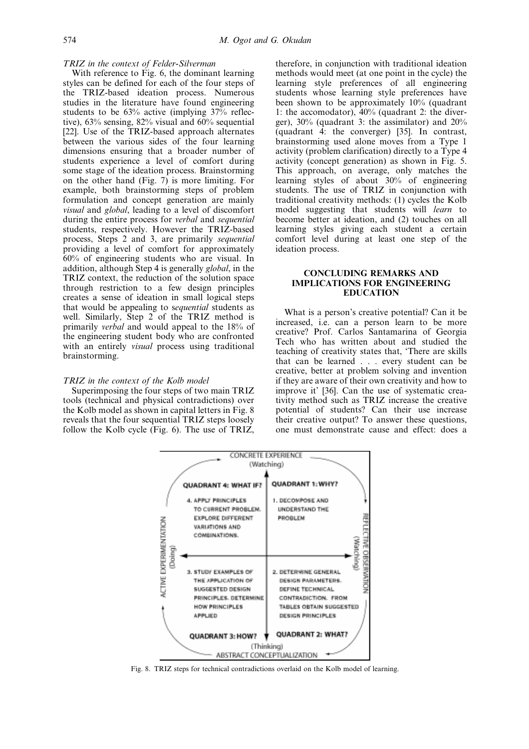*TRIZ in the context of Felder-Silverman*

With reference to Fig. 6, the dominant learning styles can be defined for each of the four steps of the TRIZ-based ideation process. Numerous studies in the literature have found engineering students to be 63% active (implying 37% reflective), 63% sensing, 82% visual and 60% sequential [22]. Use of the TRIZ-based approach alternates between the various sides of the four learning dimensions ensuring that a broader number of students experience a level of comfort during some stage of the ideation process. Brainstorming on the other hand (Fig. 7) is more limiting. For example, both brainstorming steps of problem formulation and concept generation are mainly *visual* and *global*, leading to a level of discomfort during the entire process for *verbal* and *sequential* students, respectively. However the TRIZ-based process, Steps 2 and 3, are primarily *sequential* providing a level of comfort for approximately 60% of engineering students who are visual. In addition, although Step 4 is generally *global*, in the TRIZ context, the reduction of the solution space through restriction to a few design principles creates a sense of ideation in small logical steps that would be appealing to *sequential* students as well. Similarly, Step 2 of the TRIZ method is primarily *verbal* and would appeal to the 18% of the engineering student body who are confronted with an entirely *visual* process using traditional brainstorming.

*TRIZ in the context of the Kolb model*

Superimposing the four steps of two main TRIZ tools (technical and physical contradictions) over the Kolb model as shown in capital letters in Fig. 8 reveals that the four sequential TRIZ steps loosely follow the Kolb cycle (Fig. 6). The use of TRIZ, therefore, in conjunction with traditional ideation methods would meet (at one point in the cycle) the learning style preferences of all engineering students whose learning style preferences have been shown to be approximately 10% (quadrant 1: the accomodator), 40% (quadrant 2: the diverger), 30% (quadrant 3: the assimilator) and 20% (quadrant 4: the converger) [35]. In contrast, brainstorming used alone moves from a Type 1 activity (problem clarification) directly to a Type 4 activity (concept generation) as shown in Fig. 5. This approach, on average, only matches the learning styles of about 30% of engineering students. The use of TRIZ in conjunction with traditional creativity methods: (1) cycles the Kolb model suggesting that students will *learn* to become better at ideation, and (2) touches on all learning styles giving each student a certain comfort level during at least one step of the ideation process.

## CONCLUDING REMARKS AND IMPLICATIONS FOR ENGINEERING EDUCATION

What is a person's creative potential? Can it be increased, i.e. can a person learn to be more creative? Prof. Carlos Santamarina of Georgia Tech who has written about and studied the teaching of creativity states that, 'There are skills that can be learned . . . every student can be creative, better at problem solving and invention if they are aware of their own creativity and how to improve it' [36]. Can the use of systematic creativity method such as TRIZ increase the creative potential of students? Can their use increase their creative output? To answer these questions, one must demonstrate cause and effect: does a

CONCRETE EXPERIENCE (Watching)

QUADRANT 4: WHAT IF? — 4. APPLY PRINCIPLES TO CURRENT PROBLEM. EXPLORE DIFFERENT VARIATIONS AND COMBINATIONS.

QUADRANT 1: WHY? — 1. DECOMPOSE AND UNDERSTAND THE PROBLEM

QUADRANT 3: HOW? — 3. STUDY EXAMPLES OF THE APPLICATION OF SUGGESTED DESIGN PRINCIPLES. DETERMINE HOW PRINCIPLES APPLIED

QUADRANT 2: WHAT? — 2. DETERMINE GENERAL DESIGN PARAMETERS. DEFINE TECHNICAL CONTRADICTION. FROM TABLES OBTAIN SUGGESTED DESIGN PRINCIPLES

ACTIVE EXPERIMENTATION (Doing) | REFLECTIVE OBSERVATION (Watching) | ABSTRACT CONCEPTUALIZATION (Thinking)

Fig. 8. TRIZ steps for technical contradictions overlaid on the Kolb model of learning.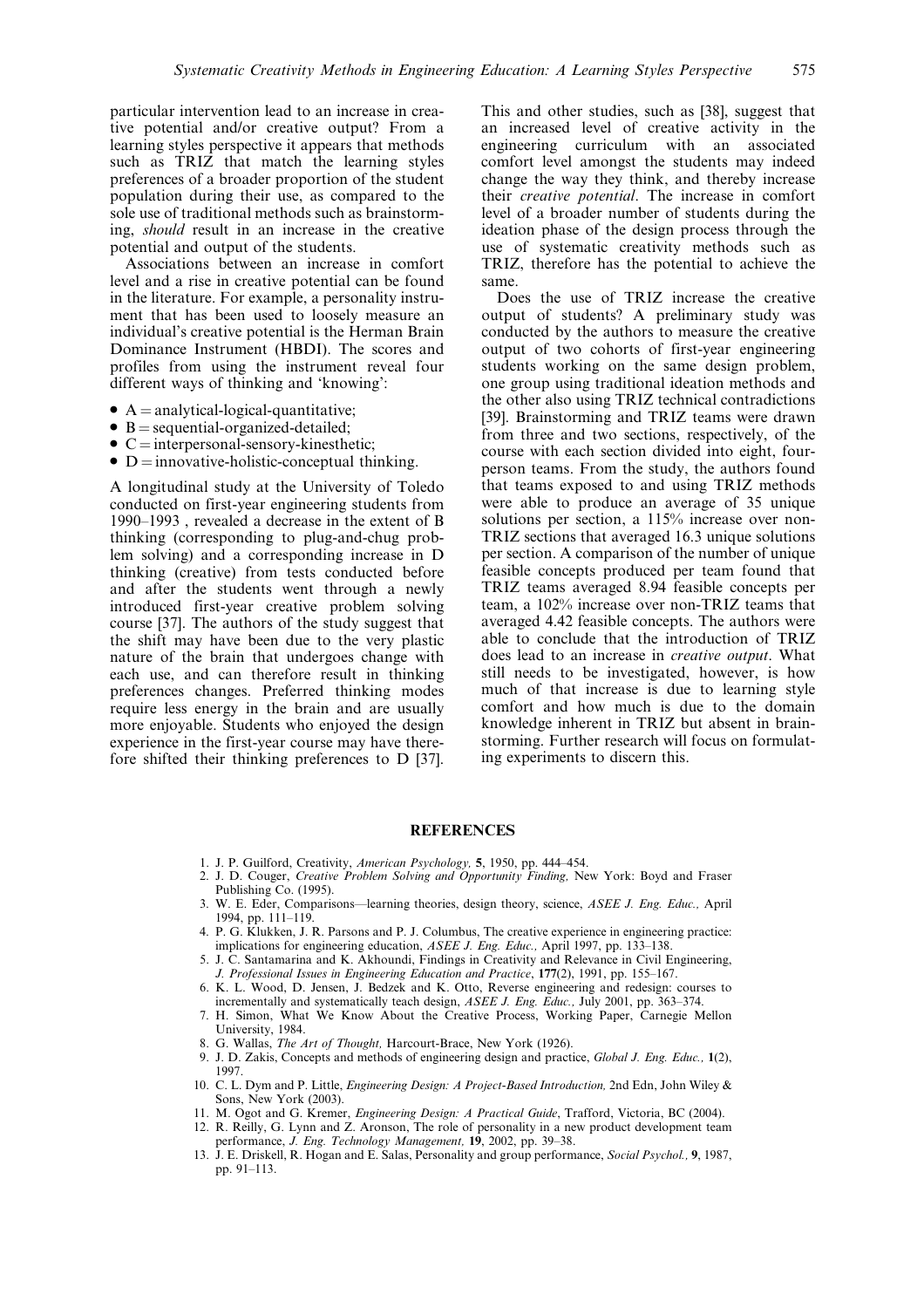particular intervention lead to an increase in creative potential and/or creative output? From a learning styles perspective it appears that methods such as TRIZ that match the learning styles preferences of a broader proportion of the student population during their use, as compared to the sole use of traditional methods such as brainstorming, *should* result in an increase in the creative potential and output of the students.

Associations between an increase in comfort level and a rise in creative potential can be found in the literature. For example, a personality instrument that has been used to loosely measure an individual's creative potential is the Herman Brain Dominance Instrument (HBDI). The scores and profiles from using the instrument reveal four different ways of thinking and 'knowing':

- A = analytical-logical-quantitative;
- B = sequential-organized-detailed;
- C = interpersonal-sensory-kinesthetic;
- D = innovative-holistic-conceptual thinking.

A longitudinal study at the University of Toledo conducted on first-year engineering students from 1990–1993 , revealed a decrease in the extent of B thinking (corresponding to plug-and-chug problem solving) and a corresponding increase in D thinking (creative) from tests conducted before and after the students went through a newly introduced first-year creative problem solving course [37]. The authors of the study suggest that the shift may have been due to the very plastic nature of the brain that undergoes change with each use, and can therefore result in thinking preferences changes. Preferred thinking modes require less energy in the brain and are usually more enjoyable. Students who enjoyed the design experience in the first-year course may have therefore shifted their thinking preferences to D [37]. This and other studies, such as [38], suggest that an increased level of creative activity in the engineering curriculum with an associated comfort level amongst the students may indeed change the way they think, and thereby increase their *creative potential*. The increase in comfort level of a broader number of students during the ideation phase of the design process through the use of systematic creativity methods such as TRIZ, therefore has the potential to achieve the same.

Does the use of TRIZ increase the creative output of students? A preliminary study was conducted by the authors to measure the creative output of two cohorts of first-year engineering students working on the same design problem, one group using traditional ideation methods and the other also using TRIZ technical contradictions [39]. Brainstorming and TRIZ teams were drawn from three and two sections, respectively, of the course with each section divided into eight, four-person teams. From the study, the authors found that teams exposed to and using TRIZ methods were able to produce an average of 35 unique solutions per section, a 115% increase over non-TRIZ sections that averaged 16.3 unique solutions per section. A comparison of the number of unique feasible concepts produced per team found that TRIZ teams averaged 8.94 feasible concepts per team, a 102% increase over non-TRIZ teams that averaged 4.42 feasible concepts. The authors were able to conclude that the introduction of TRIZ does lead to an increase in *creative output*. What still needs to be investigated, however, is how much of that increase is due to learning style comfort and how much is due to the domain knowledge inherent in TRIZ but absent in brainstorming. Further research will focus on formulating experiments to discern this.

## REFERENCES

1. J. P. Guilford, Creativity, *American Psychology,* **5**, 1950, pp. 444–454.
2. J. D. Couger, *Creative Problem Solving and Opportunity Finding,* New York: Boyd and Fraser Publishing Co. (1995).
3. W. E. Eder, Comparisons—learning theories, design theory, science, *ASEE J. Eng. Educ.,* April 1994, pp. 111–119.
4. P. G. Klukken, J. R. Parsons and P. J. Columbus, The creative experience in engineering practice: implications for engineering education, *ASEE J. Eng. Educ.,* April 1997, pp. 133–138.
5. J. C. Santamarina and K. Akhoundi, Findings in Creativity and Relevance in Civil Engineering, *J. Professional Issues in Engineering Education and Practice*, **177**(2), 1991, pp. 155–167.
6. K. L. Wood, D. Jensen, J. Bedzek and K. Otto, Reverse engineering and redesign: courses to incrementally and systematically teach design, *ASEE J. Eng. Educ.,* July 2001, pp. 363–374.
7. H. Simon, What We Know About the Creative Process, Working Paper, Carnegie Mellon University, 1984.
8. G. Wallas, *The Art of Thought,* Harcourt-Brace, New York (1926).
9. J. D. Zakis, Concepts and methods of engineering design and practice, *Global J. Eng. Educ.,* **1**(2), 1997.
10. C. L. Dym and P. Little, *Engineering Design: A Project-Based Introduction,* 2nd Edn, John Wiley & Sons, New York (2003).
11. M. Ogot and G. Kremer, *Engineering Design: A Practical Guide*, Trafford, Victoria, BC (2004).
12. R. Reilly, G. Lynn and Z. Aronson, The role of personality in a new product development team performance, *J. Eng. Technology Management,* **19**, 2002, pp. 39–38.
13. J. E. Driskell, R. Hogan and E. Salas, Personality and group performance, *Social Psychol.,* **9**, 1987, pp. 91–113.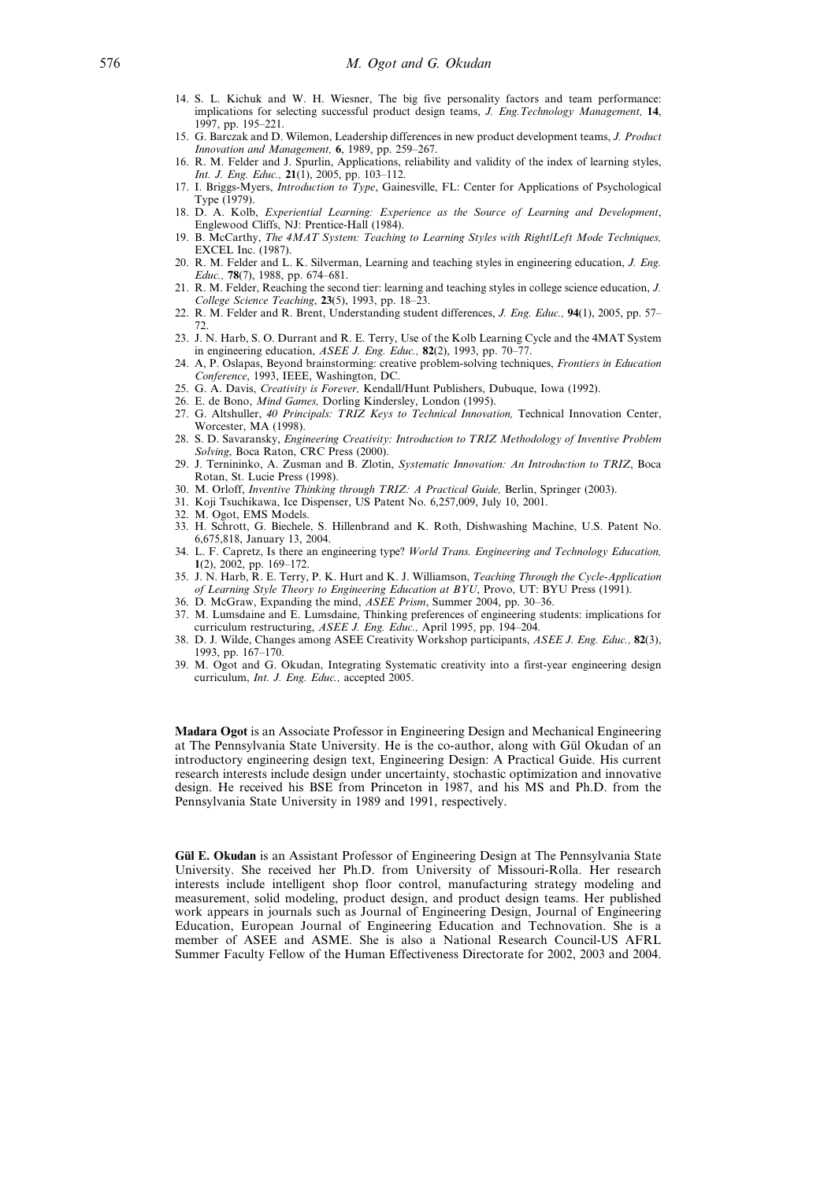14. S. L. Kichuk and W. H. Wiesner, The big five personality factors and team performance: implications for selecting successful product design teams, *J. Eng.Technology Management,* **14**, 1997, pp. 195–221.
15. G. Barczak and D. Wilemon, Leadership differences in new product development teams, *J. Product Innovation and Management,* **6**, 1989, pp. 259–267.
16. R. M. Felder and J. Spurlin, Applications, reliability and validity of the index of learning styles, *Int. J. Eng. Educ.,* **21**(1), 2005, pp. 103–112.
17. I. Briggs-Myers, *Introduction to Type*, Gainesville, FL: Center for Applications of Psychological Type (1979).
18. D. A. Kolb, *Experiential Learning: Experience as the Source of Learning and Development*, Englewood Cliffs, NJ: Prentice-Hall (1984).
19. B. McCarthy, *The 4MAT System: Teaching to Learning Styles with Right/Left Mode Techniques,* EXCEL Inc. (1987).
20. R. M. Felder and L. K. Silverman, Learning and teaching styles in engineering education, *J. Eng. Educ.,* **78**(7), 1988, pp. 674–681.
21. R. M. Felder, Reaching the second tier: learning and teaching styles in college science education, *J. College Science Teaching*, **23**(5), 1993, pp. 18–23.
22. R. M. Felder and R. Brent, Understanding student differences, *J. Eng. Educ.,* **94**(1), 2005, pp. 57–72.
23. J. N. Harb, S. O. Durrant and R. E. Terry, Use of the Kolb Learning Cycle and the 4MAT System in engineering education, *ASEE J. Eng. Educ.,* **82**(2), 1993, pp. 70–77.
24. A, P. Oslapas, Beyond brainstorming: creative problem-solving techniques, *Frontiers in Education Conference*, 1993, IEEE, Washington, DC.
25. G. A. Davis, *Creativity is Forever,* Kendall/Hunt Publishers, Dubuque, Iowa (1992).
26. E. de Bono, *Mind Games,* Dorling Kindersley, London (1995).
27. G. Altshuller, *40 Principals: TRIZ Keys to Technical Innovation,* Technical Innovation Center, Worcester, MA (1998).
28. S. D. Savaransky, *Engineering Creativity: Introduction to TRIZ Methodology of Inventive Problem Solving*, Boca Raton, CRC Press (2000).
29. J. Ternininko, A. Zusman and B. Zlotin, *Systematic Innovation: An Introduction to TRIZ*, Boca Rotan, St. Lucie Press (1998).
30. M. Orloff, *Inventive Thinking through TRIZ: A Practical Guide,* Berlin, Springer (2003).
31. Koji Tsuchikawa, Ice Dispenser, US Patent No. 6,257,009, July 10, 2001.
32. M. Ogot, EMS Models.
33. H. Schrott, G. Biechele, S. Hillenbrand and K. Roth, Dishwashing Machine, U.S. Patent No. 6,675,818, January 13, 2004.
34. L. F. Capretz, Is there an engineering type? *World Trans. Engineering and Technology Education,* **1**(2), 2002, pp. 169–172.
35. J. N. Harb, R. E. Terry, P. K. Hurt and K. J. Williamson, *Teaching Through the Cycle-Application of Learning Style Theory to Engineering Education at BYU*, Provo, UT: BYU Press (1991).
36. D. McGraw, Expanding the mind, *ASEE Prism*, Summer 2004, pp. 30–36.
37. M. Lumsdaine and E. Lumsdaine, Thinking preferences of engineering students: implications for curriculum restructuring, *ASEE J. Eng. Educ.,* April 1995, pp. 194–204.
38. D. J. Wilde, Changes among ASEE Creativity Workshop participants, *ASEE J. Eng. Educ.,* **82**(3), 1993, pp. 167–170.
39. M. Ogot and G. Okudan, Integrating Systematic creativity into a first-year engineering design curriculum, *Int. J. Eng. Educ.,* accepted 2005.

**Madara Ogot** is an Associate Professor in Engineering Design and Mechanical Engineering at The Pennsylvania State University. He is the co-author, along with Gül Okudan of an introductory engineering design text, Engineering Design: A Practical Guide. His current research interests include design under uncertainty, stochastic optimization and innovative design. He received his BSE from Princeton in 1987, and his MS and Ph.D. from the Pennsylvania State University in 1989 and 1991, respectively.

**Gül E. Okudan** is an Assistant Professor of Engineering Design at The Pennsylvania State University. She received her Ph.D. from University of Missouri-Rolla. Her research interests include intelligent shop floor control, manufacturing strategy modeling and measurement, solid modeling, product design, and product design teams. Her published work appears in journals such as Journal of Engineering Design, Journal of Engineering Education, European Journal of Engineering Education and Technovation. She is a member of ASEE and ASME. She is also a National Research Council-US AFRL Summer Faculty Fellow of the Human Effectiveness Directorate for 2002, 2003 and 2004.